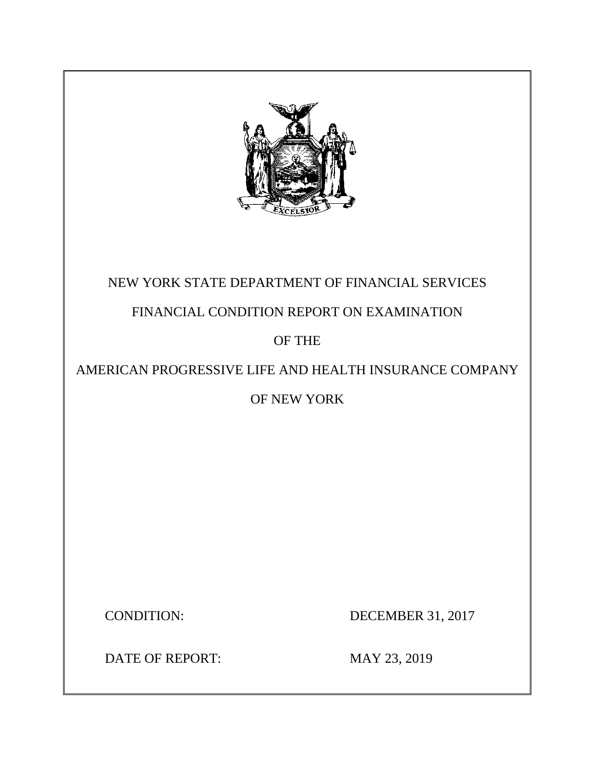NEW YORK STATE DEPARTMENT OF FINANCIAL SERVICES

FINANCIAL CONDITION REPORT ON EXAMINATION

OF THE

AMERICAN PROGRESSIVE LIFE AND HEALTH INSURANCE COMPANY

OF NEW YORK

CONDITION: DECEMBER 31, 2017

DATE OF REPORT: MAY 23, 2019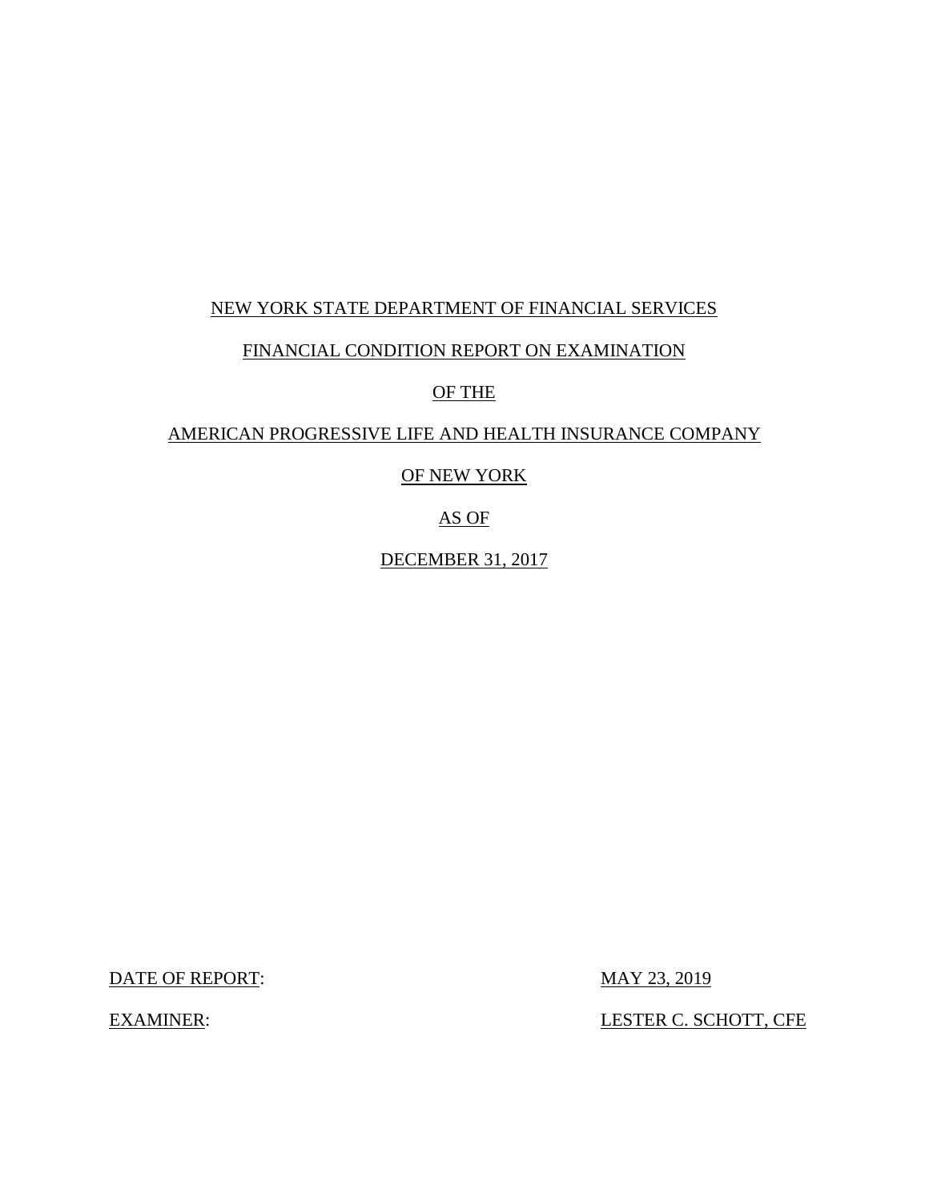NEW YORK STATE DEPARTMENT OF FINANCIAL SERVICES

FINANCIAL CONDITION REPORT ON EXAMINATION

OF THE

AMERICAN PROGRESSIVE LIFE AND HEALTH INSURANCE COMPANY

OF NEW YORK

AS OF

DECEMBER 31, 2017

DATE OF REPORT: MAY 23, 2019

EXAMINER: LESTER C. SCHOTT, CFE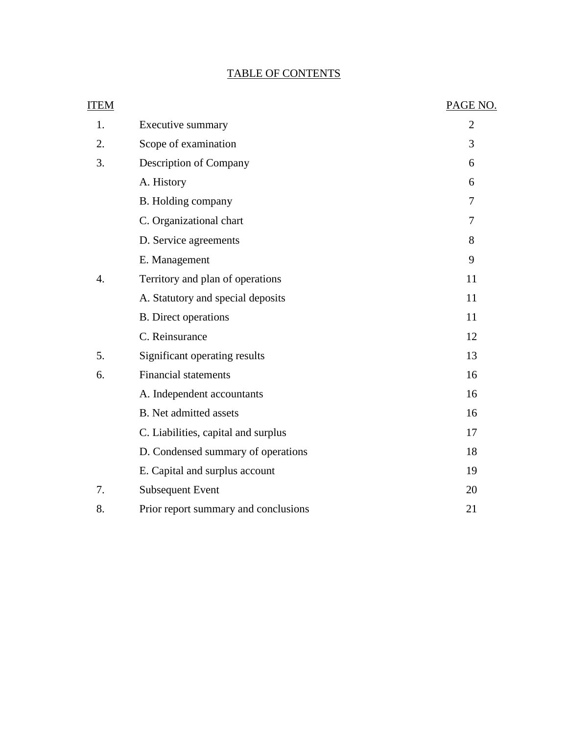# TABLE OF CONTENTS

| ITEM | | PAGE NO. |
|---|---|---|
| 1. | Executive summary | 2 |
| 2. | Scope of examination | 3 |
| 3. | Description of Company | 6 |
| | A. History | 6 |
| | B. Holding company | 7 |
| | C. Organizational chart | 7 |
| | D. Service agreements | 8 |
| | E. Management | 9 |
| 4. | Territory and plan of operations | 11 |
| | A. Statutory and special deposits | 11 |
| | B. Direct operations | 11 |
| | C. Reinsurance | 12 |
| 5. | Significant operating results | 13 |
| 6. | Financial statements | 16 |
| | A. Independent accountants | 16 |
| | B. Net admitted assets | 16 |
| | C. Liabilities, capital and surplus | 17 |
| | D. Condensed summary of operations | 18 |
| | E. Capital and surplus account | 19 |
| 7. | Subsequent Event | 20 |
| 8. | Prior report summary and conclusions | 21 |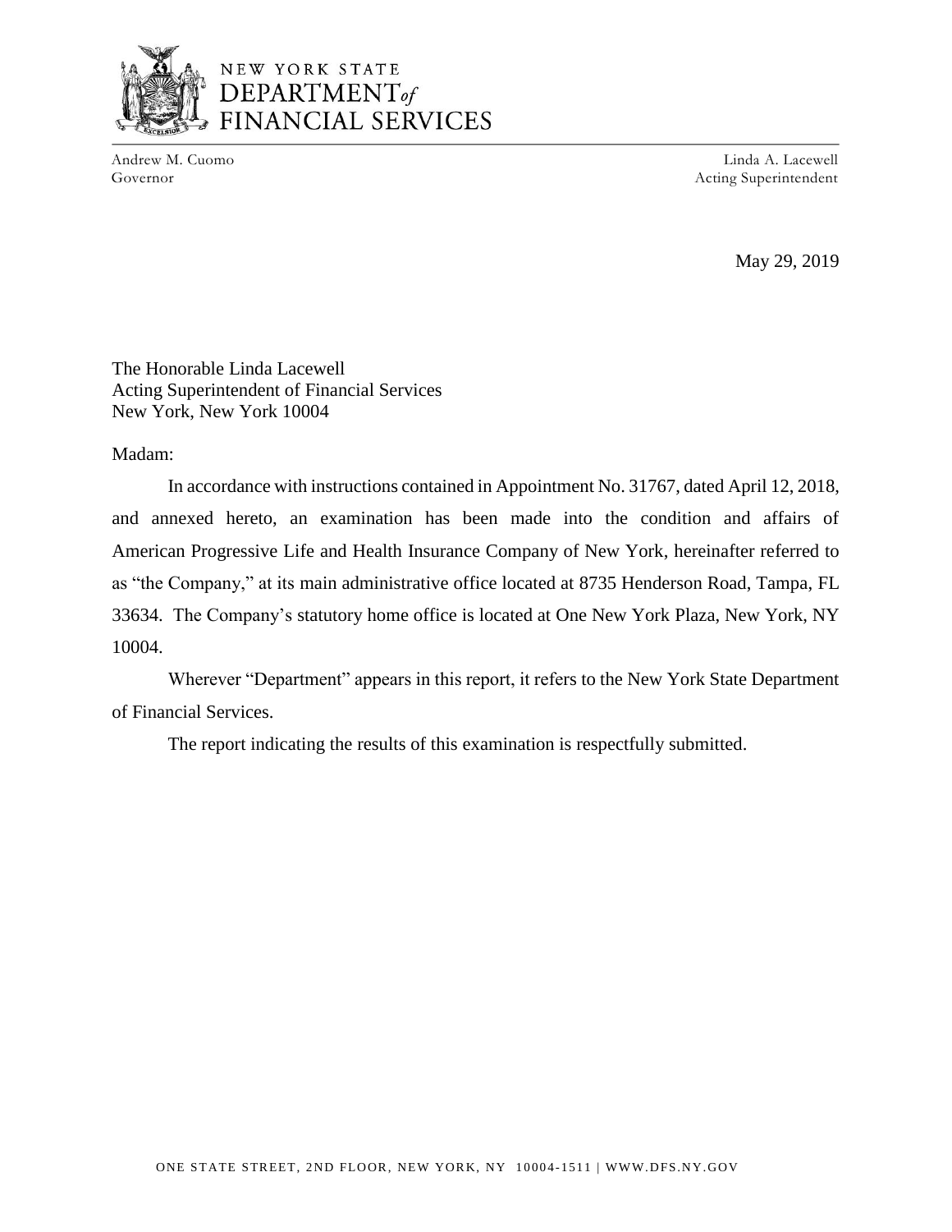NEW YORK STATE
DEPARTMENT of
FINANCIAL SERVICES

Andrew M. Cuomo
Governor

Linda A. Lacewell
Acting Superintendent

May 29, 2019

The Honorable Linda Lacewell
Acting Superintendent of Financial Services
New York, New York 10004

Madam:

In accordance with instructions contained in Appointment No. 31767, dated April 12, 2018, and annexed hereto, an examination has been made into the condition and affairs of American Progressive Life and Health Insurance Company of New York, hereinafter referred to as "the Company," at its main administrative office located at 8735 Henderson Road, Tampa, FL 33634. The Company's statutory home office is located at One New York Plaza, New York, NY 10004.

Wherever "Department" appears in this report, it refers to the New York State Department of Financial Services.

The report indicating the results of this examination is respectfully submitted.

ONE STATE STREET, 2ND FLOOR, NEW YORK, NY 10004-1511 | WWW.DFS.NY.GOV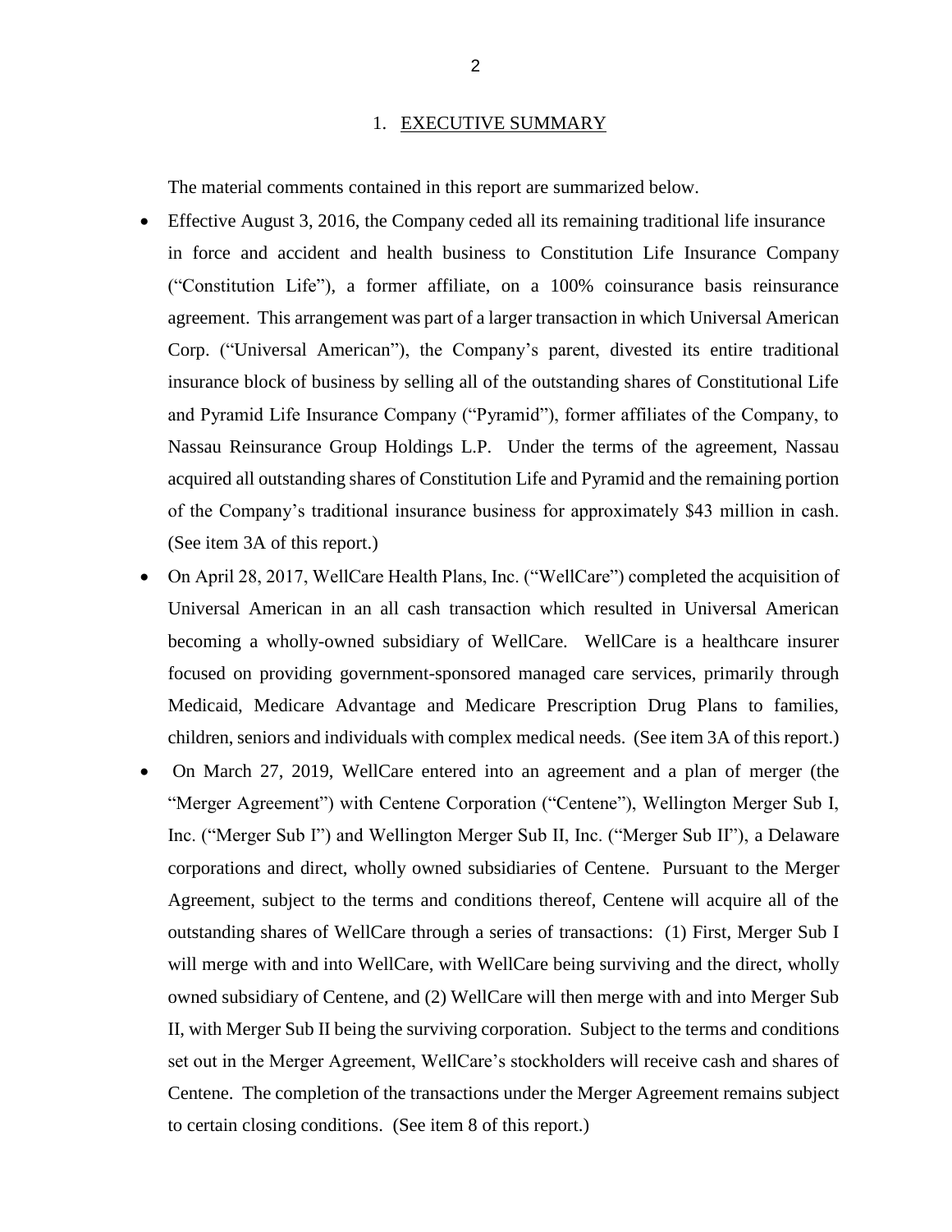## 1. EXECUTIVE SUMMARY

The material comments contained in this report are summarized below.

- Effective August 3, 2016, the Company ceded all its remaining traditional life insurance in force and accident and health business to Constitution Life Insurance Company ("Constitution Life"), a former affiliate, on a 100% coinsurance basis reinsurance agreement. This arrangement was part of a larger transaction in which Universal American Corp. ("Universal American"), the Company's parent, divested its entire traditional insurance block of business by selling all of the outstanding shares of Constitutional Life and Pyramid Life Insurance Company ("Pyramid"), former affiliates of the Company, to Nassau Reinsurance Group Holdings L.P. Under the terms of the agreement, Nassau acquired all outstanding shares of Constitution Life and Pyramid and the remaining portion of the Company's traditional insurance business for approximately $43 million in cash. (See item 3A of this report.)
- On April 28, 2017, WellCare Health Plans, Inc. ("WellCare") completed the acquisition of Universal American in an all cash transaction which resulted in Universal American becoming a wholly-owned subsidiary of WellCare. WellCare is a healthcare insurer focused on providing government-sponsored managed care services, primarily through Medicaid, Medicare Advantage and Medicare Prescription Drug Plans to families, children, seniors and individuals with complex medical needs. (See item 3A of this report.)
- On March 27, 2019, WellCare entered into an agreement and a plan of merger (the "Merger Agreement") with Centene Corporation ("Centene"), Wellington Merger Sub I, Inc. ("Merger Sub I") and Wellington Merger Sub II, Inc. ("Merger Sub II"), a Delaware corporations and direct, wholly owned subsidiaries of Centene. Pursuant to the Merger Agreement, subject to the terms and conditions thereof, Centene will acquire all of the outstanding shares of WellCare through a series of transactions: (1) First, Merger Sub I will merge with and into WellCare, with WellCare being surviving and the direct, wholly owned subsidiary of Centene, and (2) WellCare will then merge with and into Merger Sub II, with Merger Sub II being the surviving corporation. Subject to the terms and conditions set out in the Merger Agreement, WellCare's stockholders will receive cash and shares of Centene. The completion of the transactions under the Merger Agreement remains subject to certain closing conditions. (See item 8 of this report.)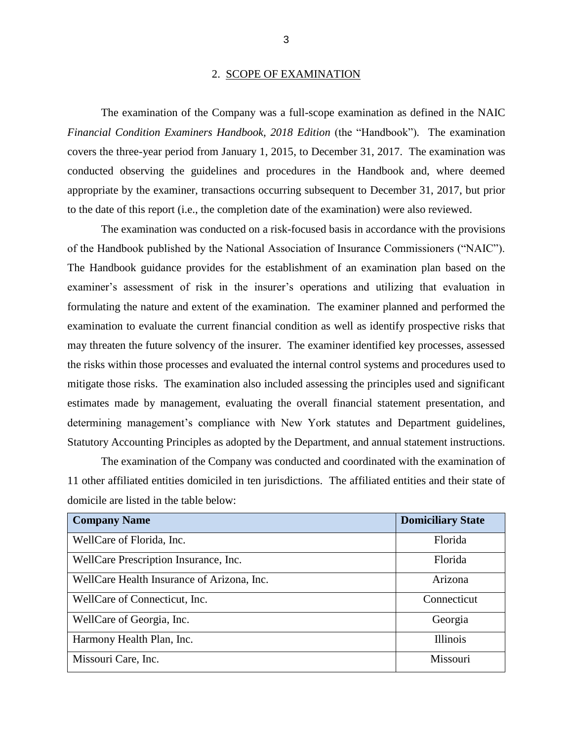## 2. SCOPE OF EXAMINATION

The examination of the Company was a full-scope examination as defined in the NAIC *Financial Condition Examiners Handbook, 2018 Edition* (the "Handbook"). The examination covers the three-year period from January 1, 2015, to December 31, 2017. The examination was conducted observing the guidelines and procedures in the Handbook and, where deemed appropriate by the examiner, transactions occurring subsequent to December 31, 2017, but prior to the date of this report (i.e., the completion date of the examination) were also reviewed.

The examination was conducted on a risk-focused basis in accordance with the provisions of the Handbook published by the National Association of Insurance Commissioners ("NAIC"). The Handbook guidance provides for the establishment of an examination plan based on the examiner's assessment of risk in the insurer's operations and utilizing that evaluation in formulating the nature and extent of the examination. The examiner planned and performed the examination to evaluate the current financial condition as well as identify prospective risks that may threaten the future solvency of the insurer. The examiner identified key processes, assessed the risks within those processes and evaluated the internal control systems and procedures used to mitigate those risks. The examination also included assessing the principles used and significant estimates made by management, evaluating the overall financial statement presentation, and determining management's compliance with New York statutes and Department guidelines, Statutory Accounting Principles as adopted by the Department, and annual statement instructions.

The examination of the Company was conducted and coordinated with the examination of 11 other affiliated entities domiciled in ten jurisdictions. The affiliated entities and their state of domicile are listed in the table below:

| Company Name | Domiciliary State |
|---|---|
| WellCare of Florida, Inc. | Florida |
| WellCare Prescription Insurance, Inc. | Florida |
| WellCare Health Insurance of Arizona, Inc. | Arizona |
| WellCare of Connecticut, Inc. | Connecticut |
| WellCare of Georgia, Inc. | Georgia |
| Harmony Health Plan, Inc. | Illinois |
| Missouri Care, Inc. | Missouri |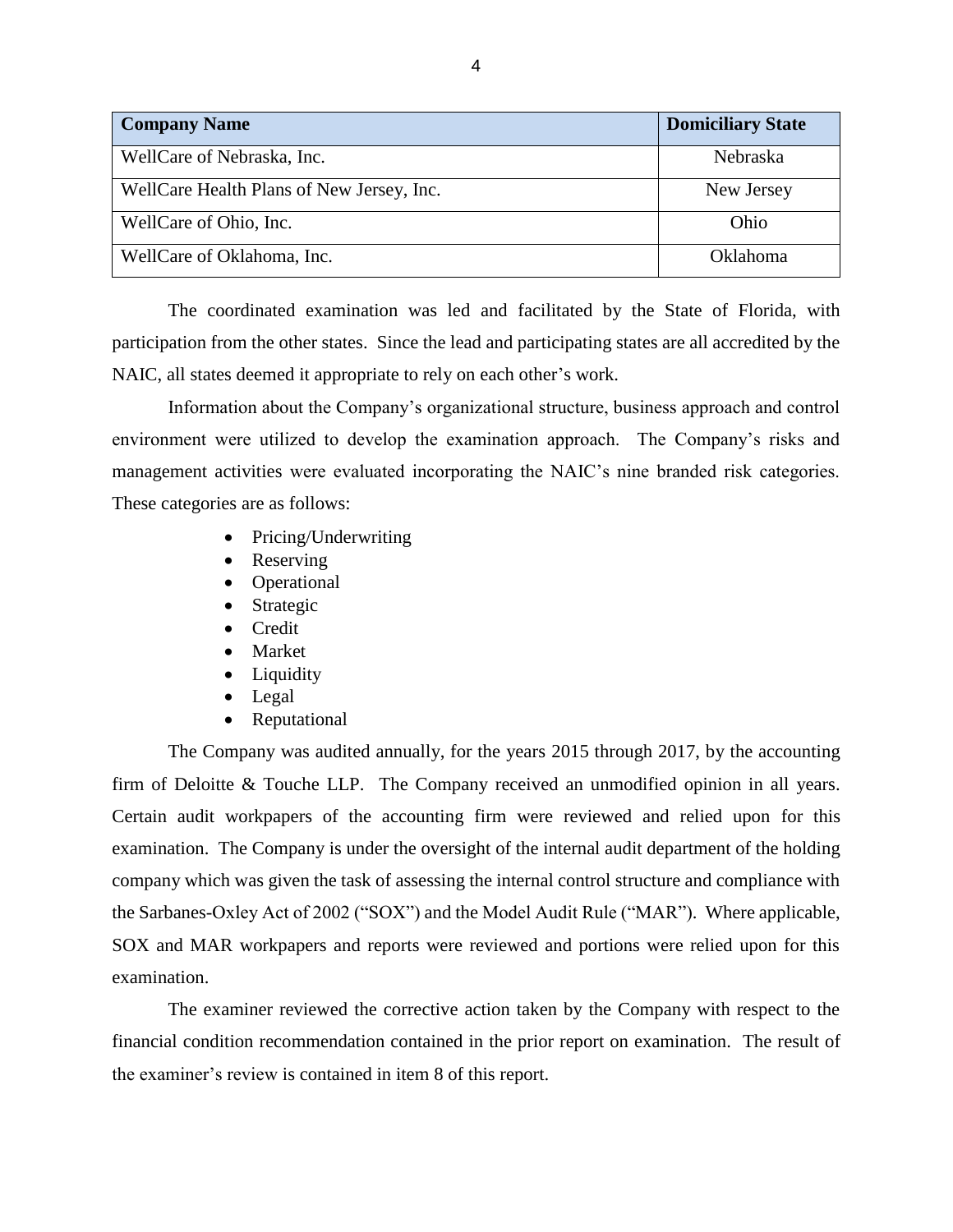| Company Name | Domiciliary State |
| --- | --- |
| WellCare of Nebraska, Inc. | Nebraska |
| WellCare Health Plans of New Jersey, Inc. | New Jersey |
| WellCare of Ohio, Inc. | Ohio |
| WellCare of Oklahoma, Inc. | Oklahoma |

The coordinated examination was led and facilitated by the State of Florida, with participation from the other states. Since the lead and participating states are all accredited by the NAIC, all states deemed it appropriate to rely on each other's work.

Information about the Company's organizational structure, business approach and control environment were utilized to develop the examination approach. The Company's risks and management activities were evaluated incorporating the NAIC's nine branded risk categories. These categories are as follows:

- Pricing/Underwriting
- Reserving
- Operational
- Strategic
- Credit
- Market
- Liquidity
- Legal
- Reputational

The Company was audited annually, for the years 2015 through 2017, by the accounting firm of Deloitte & Touche LLP. The Company received an unmodified opinion in all years. Certain audit workpapers of the accounting firm were reviewed and relied upon for this examination. The Company is under the oversight of the internal audit department of the holding company which was given the task of assessing the internal control structure and compliance with the Sarbanes-Oxley Act of 2002 ("SOX") and the Model Audit Rule ("MAR"). Where applicable, SOX and MAR workpapers and reports were reviewed and portions were relied upon for this examination.

The examiner reviewed the corrective action taken by the Company with respect to the financial condition recommendation contained in the prior report on examination. The result of the examiner's review is contained in item 8 of this report.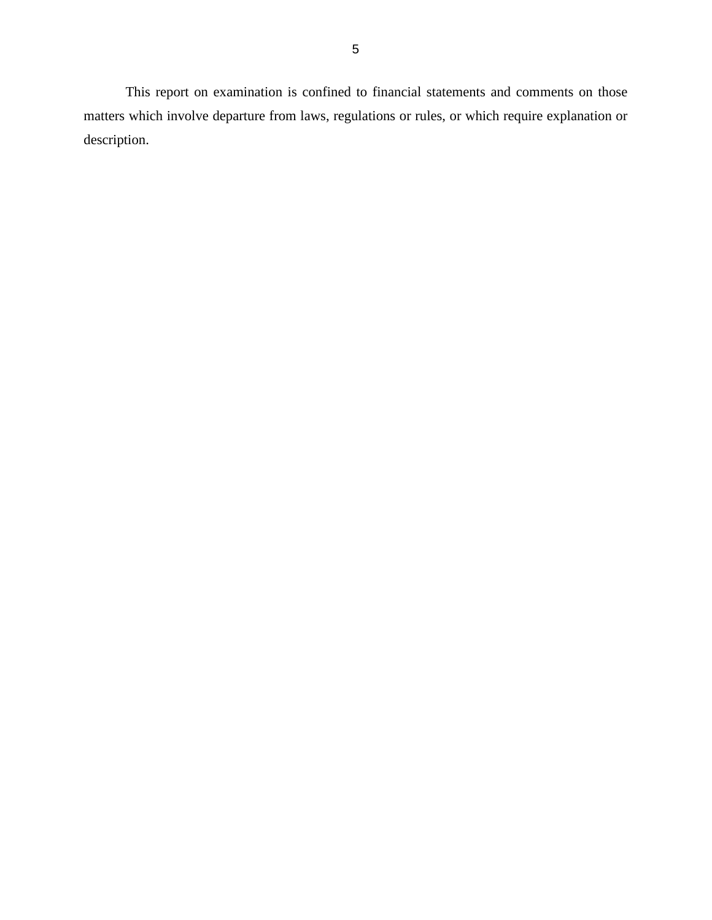This report on examination is confined to financial statements and comments on those matters which involve departure from laws, regulations or rules, or which require explanation or description.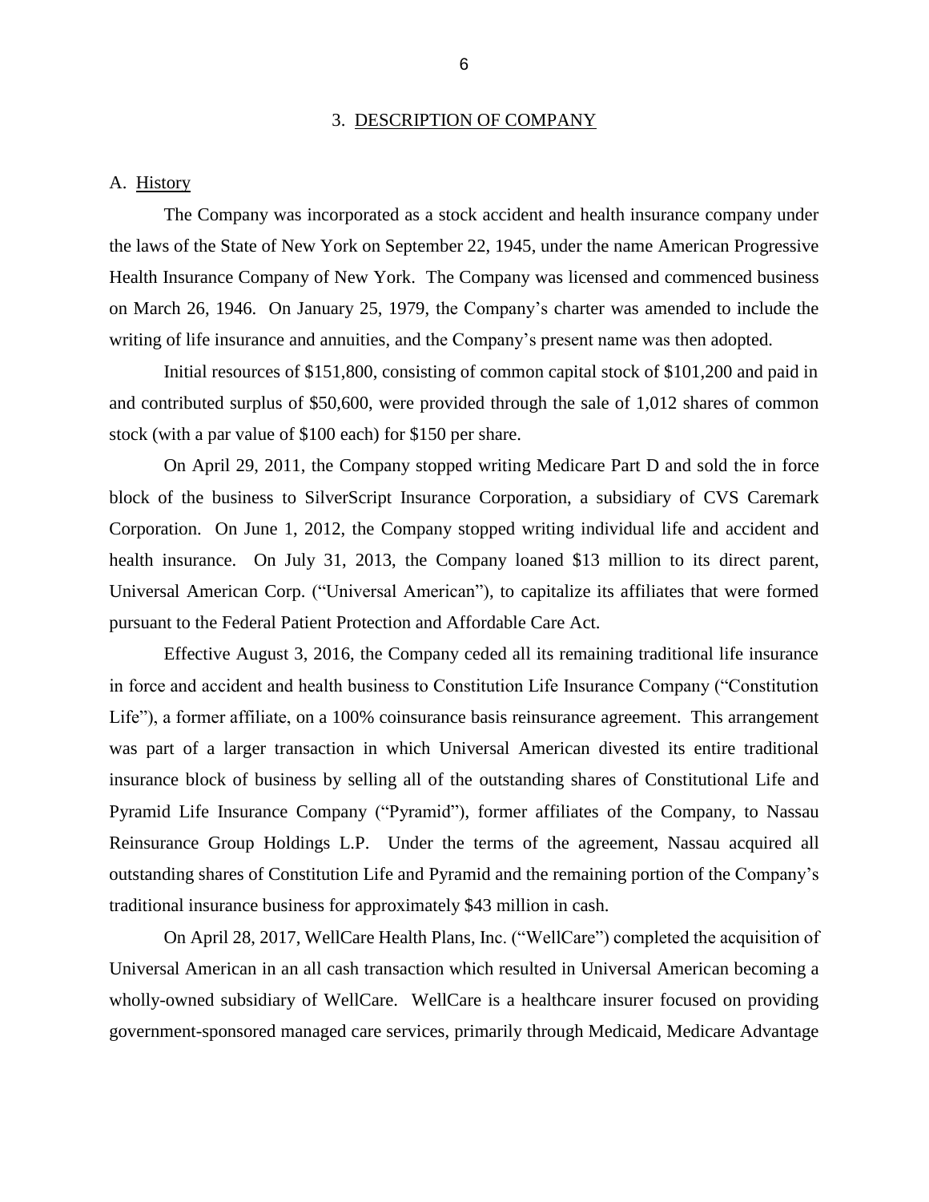## 3. DESCRIPTION OF COMPANY

### A. History

The Company was incorporated as a stock accident and health insurance company under the laws of the State of New York on September 22, 1945, under the name American Progressive Health Insurance Company of New York. The Company was licensed and commenced business on March 26, 1946. On January 25, 1979, the Company's charter was amended to include the writing of life insurance and annuities, and the Company's present name was then adopted.

Initial resources of $151,800, consisting of common capital stock of $101,200 and paid in and contributed surplus of $50,600, were provided through the sale of 1,012 shares of common stock (with a par value of $100 each) for $150 per share.

On April 29, 2011, the Company stopped writing Medicare Part D and sold the in force block of the business to SilverScript Insurance Corporation, a subsidiary of CVS Caremark Corporation. On June 1, 2012, the Company stopped writing individual life and accident and health insurance. On July 31, 2013, the Company loaned $13 million to its direct parent, Universal American Corp. ("Universal American"), to capitalize its affiliates that were formed pursuant to the Federal Patient Protection and Affordable Care Act.

Effective August 3, 2016, the Company ceded all its remaining traditional life insurance in force and accident and health business to Constitution Life Insurance Company ("Constitution Life"), a former affiliate, on a 100% coinsurance basis reinsurance agreement. This arrangement was part of a larger transaction in which Universal American divested its entire traditional insurance block of business by selling all of the outstanding shares of Constitutional Life and Pyramid Life Insurance Company ("Pyramid"), former affiliates of the Company, to Nassau Reinsurance Group Holdings L.P. Under the terms of the agreement, Nassau acquired all outstanding shares of Constitution Life and Pyramid and the remaining portion of the Company's traditional insurance business for approximately $43 million in cash.

On April 28, 2017, WellCare Health Plans, Inc. ("WellCare") completed the acquisition of Universal American in an all cash transaction which resulted in Universal American becoming a wholly-owned subsidiary of WellCare. WellCare is a healthcare insurer focused on providing government-sponsored managed care services, primarily through Medicaid, Medicare Advantage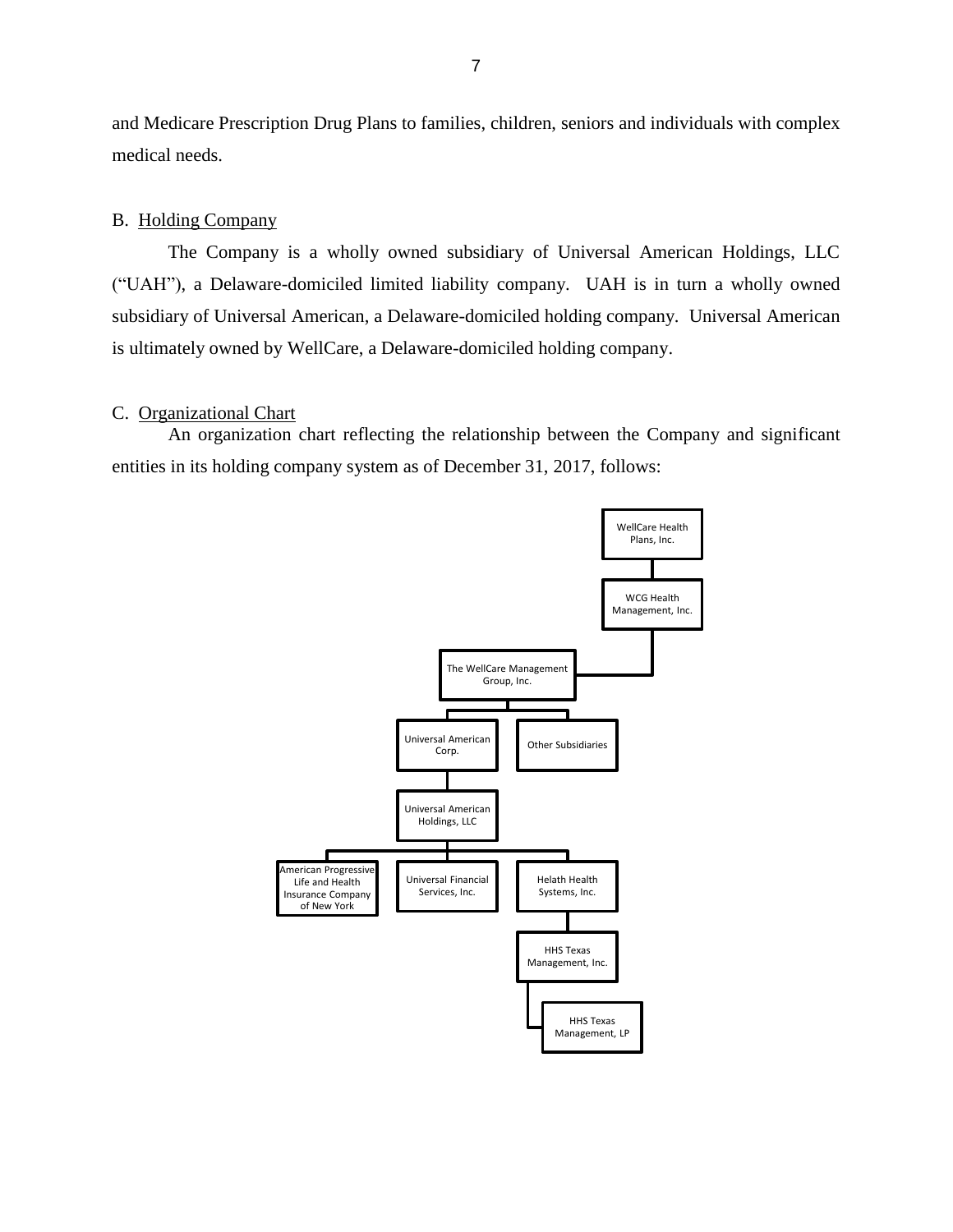and Medicare Prescription Drug Plans to families, children, seniors and individuals with complex medical needs.

B. Holding Company

The Company is a wholly owned subsidiary of Universal American Holdings, LLC ("UAH"), a Delaware-domiciled limited liability company. UAH is in turn a wholly owned subsidiary of Universal American, a Delaware-domiciled holding company. Universal American is ultimately owned by WellCare, a Delaware-domiciled holding company.

C. Organizational Chart

An organization chart reflecting the relationship between the Company and significant entities in its holding company system as of December 31, 2017, follows:

- WellCare Health Plans, Inc.
  - WCG Health Management, Inc.
    - The WellCare Management Group, Inc.
      - Universal American Corp.
        - Universal American Holdings, LLC
          - American Progressive Life and Health Insurance Company of New York
          - Universal Financial Services, Inc.
          - Helath Health Systems, Inc.
            - HHS Texas Management, Inc.
              - HHS Texas Management, LP
      - Other Subsidiaries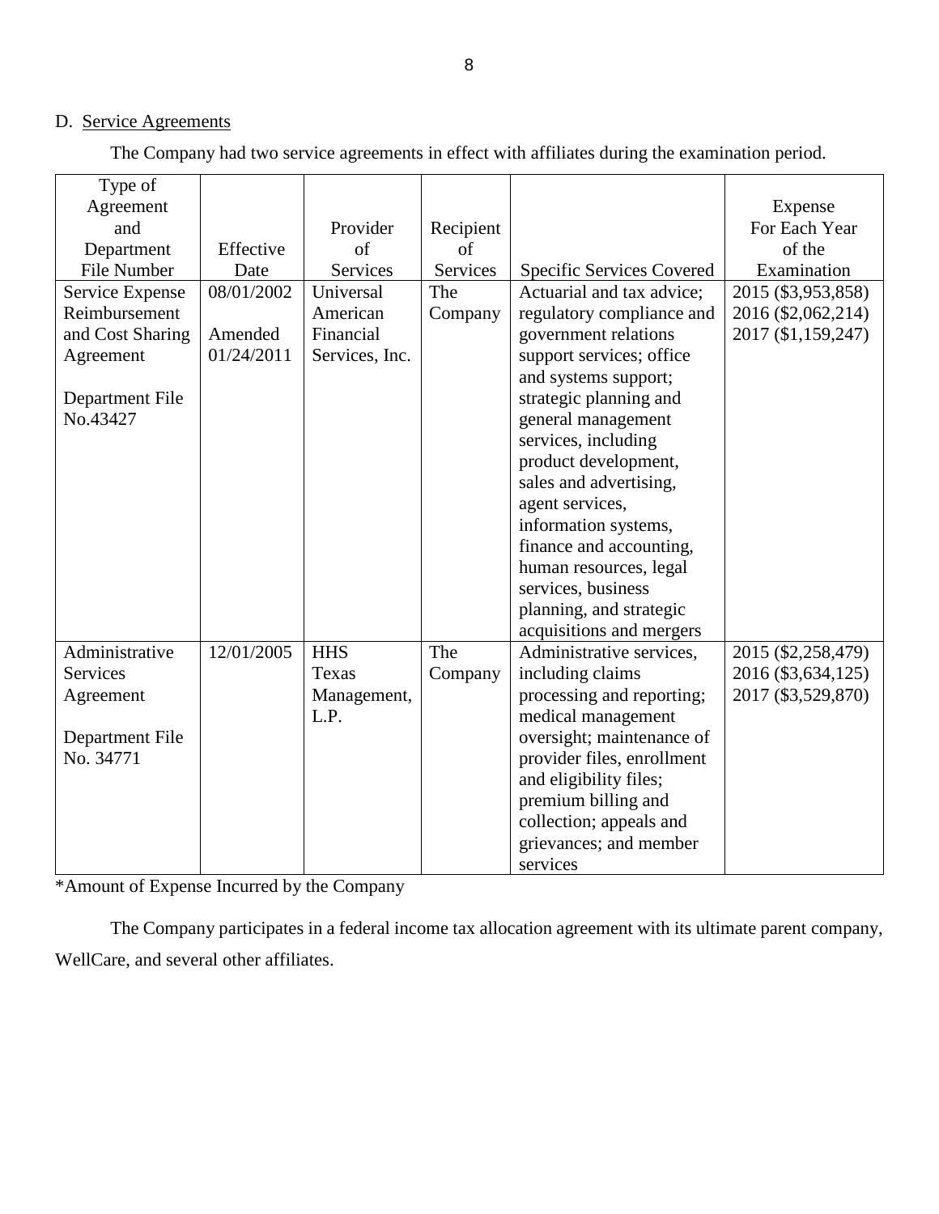D. Service Agreements

The Company had two service agreements in effect with affiliates during the examination period.

| Type of Agreement and Department File Number | Effective Date | Provider of Services | Recipient of Services | Specific Services Covered | Expense For Each Year of the Examination |
|---|---|---|---|---|---|
| Service Expense Reimbursement and Cost Sharing Agreement<br><br>Department File No.43427 | 08/01/2002<br><br>Amended 01/24/2011 | Universal American Financial Services, Inc. | The Company | Actuarial and tax advice; regulatory compliance and government relations support services; office and systems support; strategic planning and general management services, including product development, sales and advertising, agent services, information systems, finance and accounting, human resources, legal services, business planning, and strategic acquisitions and mergers | 2015 (\$3,953,858)<br>2016 (\$2,062,214)<br>2017 (\$1,159,247) |
| Administrative Services Agreement<br><br>Department File No. 34771 | 12/01/2005 | HHS Texas Management, L.P. | The Company | Administrative services, including claims processing and reporting; medical management oversight; maintenance of provider files, enrollment and eligibility files; premium billing and collection; appeals and grievances; and member services | 2015 (\$2,258,479)<br>2016 (\$3,634,125)<br>2017 (\$3,529,870) |

*Amount of Expense Incurred by the Company

The Company participates in a federal income tax allocation agreement with its ultimate parent company, WellCare, and several other affiliates.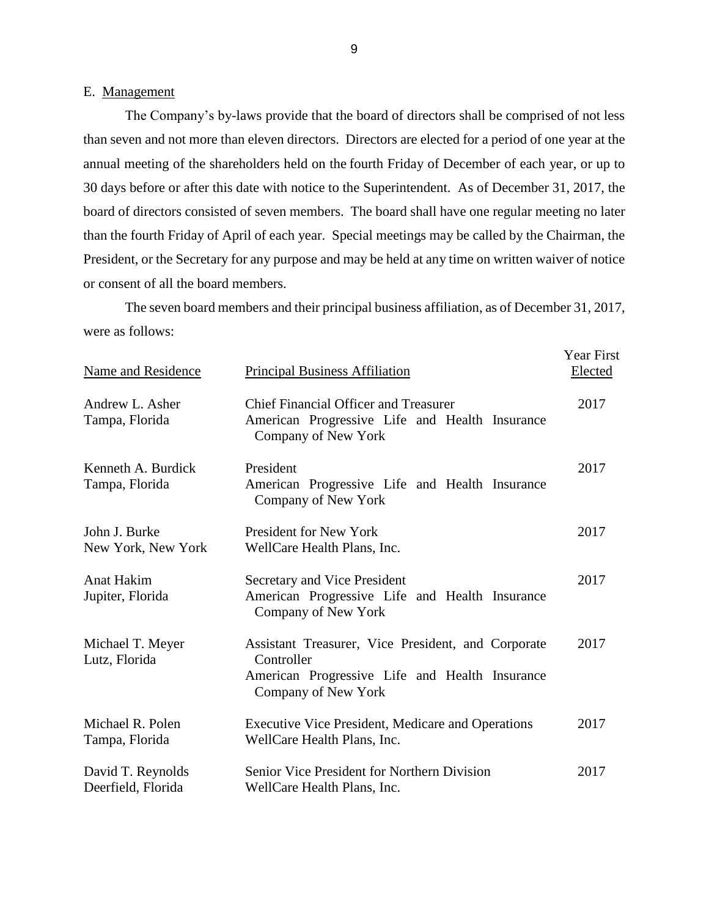## E. Management

The Company's by-laws provide that the board of directors shall be comprised of not less than seven and not more than eleven directors. Directors are elected for a period of one year at the annual meeting of the shareholders held on the fourth Friday of December of each year, or up to 30 days before or after this date with notice to the Superintendent. As of December 31, 2017, the board of directors consisted of seven members. The board shall have one regular meeting no later than the fourth Friday of April of each year. Special meetings may be called by the Chairman, the President, or the Secretary for any purpose and may be held at any time on written waiver of notice or consent of all the board members.

The seven board members and their principal business affiliation, as of December 31, 2017, were as follows:

| Name and Residence | Principal Business Affiliation | Year First Elected |
|---|---|---|
| Andrew L. Asher<br>Tampa, Florida | Chief Financial Officer and Treasurer<br>American Progressive Life and Health Insurance Company of New York | 2017 |
| Kenneth A. Burdick<br>Tampa, Florida | President<br>American Progressive Life and Health Insurance Company of New York | 2017 |
| John J. Burke<br>New York, New York | President for New York<br>WellCare Health Plans, Inc. | 2017 |
| Anat Hakim<br>Jupiter, Florida | Secretary and Vice President<br>American Progressive Life and Health Insurance Company of New York | 2017 |
| Michael T. Meyer<br>Lutz, Florida | Assistant Treasurer, Vice President, and Corporate Controller<br>American Progressive Life and Health Insurance Company of New York | 2017 |
| Michael R. Polen<br>Tampa, Florida | Executive Vice President, Medicare and Operations<br>WellCare Health Plans, Inc. | 2017 |
| David T. Reynolds<br>Deerfield, Florida | Senior Vice President for Northern Division<br>WellCare Health Plans, Inc. | 2017 |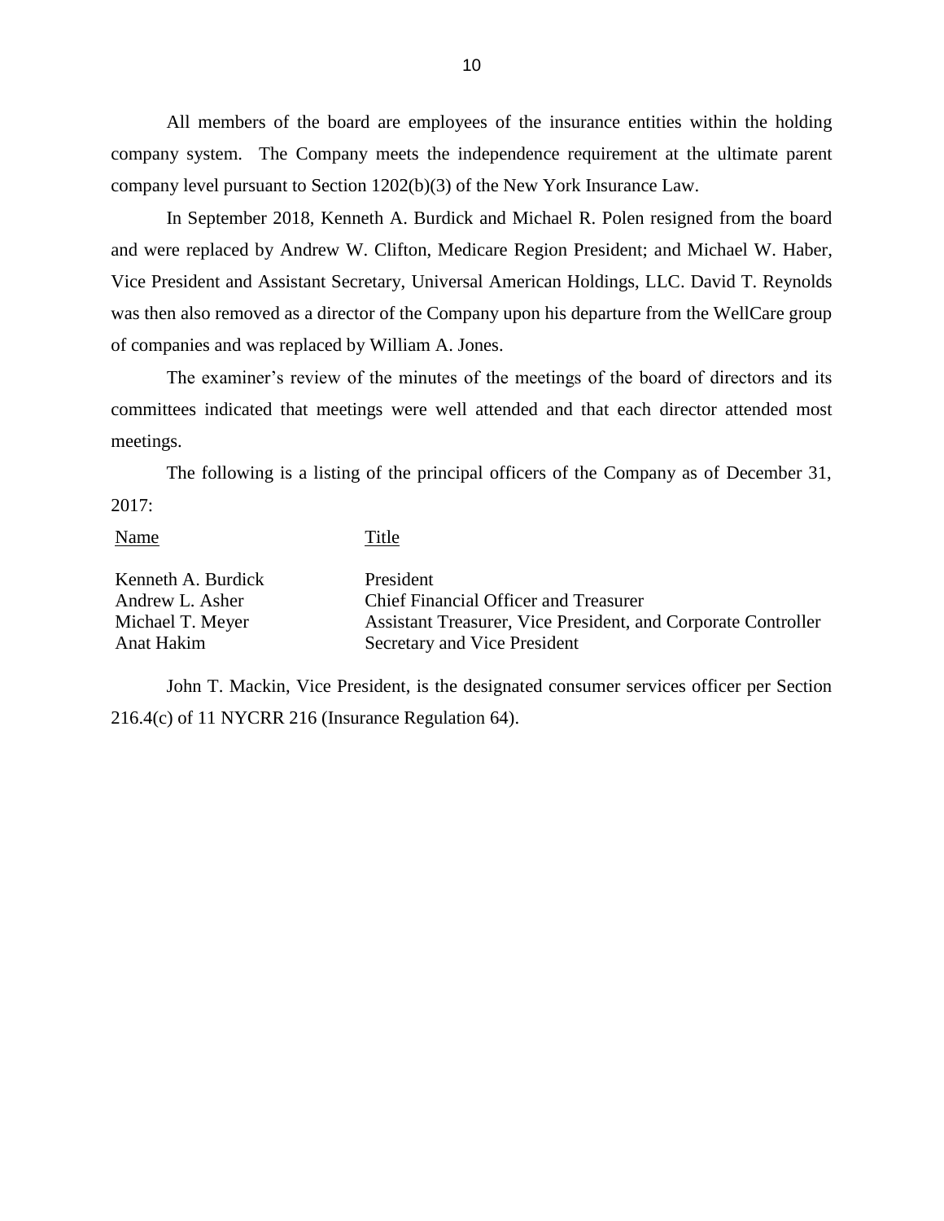All members of the board are employees of the insurance entities within the holding company system. The Company meets the independence requirement at the ultimate parent company level pursuant to Section 1202(b)(3) of the New York Insurance Law.

In September 2018, Kenneth A. Burdick and Michael R. Polen resigned from the board and were replaced by Andrew W. Clifton, Medicare Region President; and Michael W. Haber, Vice President and Assistant Secretary, Universal American Holdings, LLC. David T. Reynolds was then also removed as a director of the Company upon his departure from the WellCare group of companies and was replaced by William A. Jones.

The examiner's review of the minutes of the meetings of the board of directors and its committees indicated that meetings were well attended and that each director attended most meetings.

The following is a listing of the principal officers of the Company as of December 31, 2017:

| Name | Title |
|---|---|
| Kenneth A. Burdick | President |
| Andrew L. Asher | Chief Financial Officer and Treasurer |
| Michael T. Meyer | Assistant Treasurer, Vice President, and Corporate Controller |
| Anat Hakim | Secretary and Vice President |

John T. Mackin, Vice President, is the designated consumer services officer per Section 216.4(c) of 11 NYCRR 216 (Insurance Regulation 64).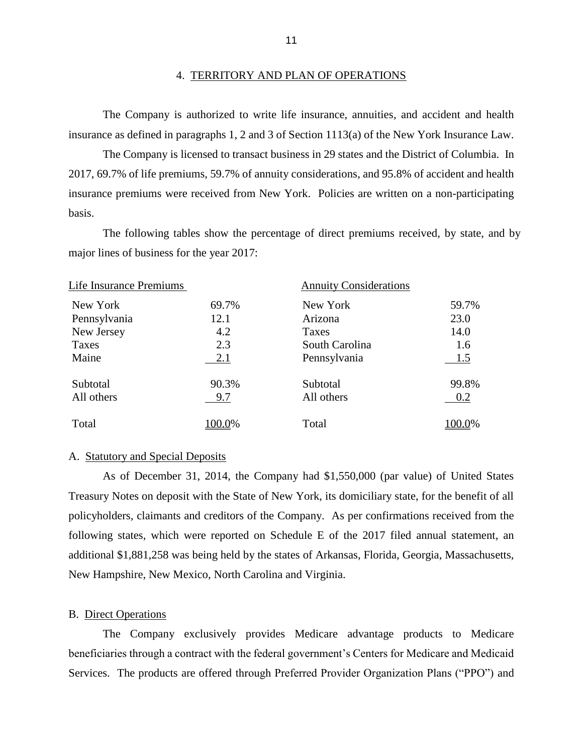## 4. TERRITORY AND PLAN OF OPERATIONS

The Company is authorized to write life insurance, annuities, and accident and health insurance as defined in paragraphs 1, 2 and 3 of Section 1113(a) of the New York Insurance Law.

The Company is licensed to transact business in 29 states and the District of Columbia. In 2017, 69.7% of life premiums, 59.7% of annuity considerations, and 95.8% of accident and health insurance premiums were received from New York. Policies are written on a non-participating basis.

The following tables show the percentage of direct premiums received, by state, and by major lines of business for the year 2017:

| Life Insurance Premiums | | Annuity Considerations | |
|---|---|---|---|
| New York | 69.7% | New York | 59.7% |
| Pennsylvania | 12.1 | Arizona | 23.0 |
| New Jersey | 4.2 | Taxes | 14.0 |
| Taxes | 2.3 | South Carolina | 1.6 |
| Maine | 2.1 | Pennsylvania | 1.5 |
| Subtotal | 90.3% | Subtotal | 99.8% |
| All others | 9.7 | All others | 0.2 |
| Total | 100.0% | Total | 100.0% |

A. Statutory and Special Deposits

As of December 31, 2014, the Company had $1,550,000 (par value) of United States Treasury Notes on deposit with the State of New York, its domiciliary state, for the benefit of all policyholders, claimants and creditors of the Company. As per confirmations received from the following states, which were reported on Schedule E of the 2017 filed annual statement, an additional $1,881,258 was being held by the states of Arkansas, Florida, Georgia, Massachusetts, New Hampshire, New Mexico, North Carolina and Virginia.

B. Direct Operations

The Company exclusively provides Medicare advantage products to Medicare beneficiaries through a contract with the federal government's Centers for Medicare and Medicaid Services. The products are offered through Preferred Provider Organization Plans ("PPO") and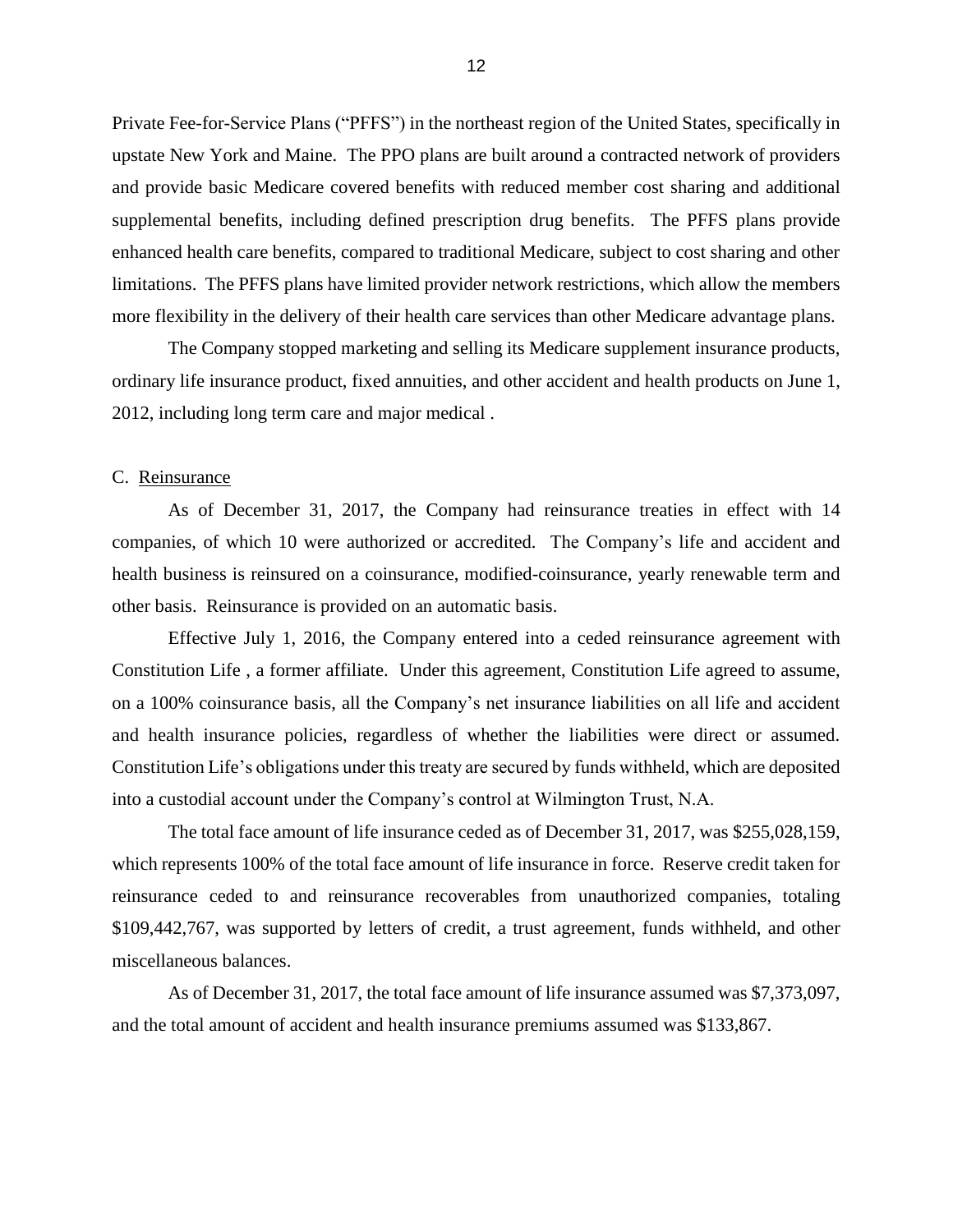Private Fee-for-Service Plans ("PFFS") in the northeast region of the United States, specifically in upstate New York and Maine. The PPO plans are built around a contracted network of providers and provide basic Medicare covered benefits with reduced member cost sharing and additional supplemental benefits, including defined prescription drug benefits. The PFFS plans provide enhanced health care benefits, compared to traditional Medicare, subject to cost sharing and other limitations. The PFFS plans have limited provider network restrictions, which allow the members more flexibility in the delivery of their health care services than other Medicare advantage plans.

The Company stopped marketing and selling its Medicare supplement insurance products, ordinary life insurance product, fixed annuities, and other accident and health products on June 1, 2012, including long term care and major medical .

C. Reinsurance

As of December 31, 2017, the Company had reinsurance treaties in effect with 14 companies, of which 10 were authorized or accredited. The Company's life and accident and health business is reinsured on a coinsurance, modified-coinsurance, yearly renewable term and other basis. Reinsurance is provided on an automatic basis.

Effective July 1, 2016, the Company entered into a ceded reinsurance agreement with Constitution Life , a former affiliate. Under this agreement, Constitution Life agreed to assume, on a 100% coinsurance basis, all the Company's net insurance liabilities on all life and accident and health insurance policies, regardless of whether the liabilities were direct or assumed. Constitution Life's obligations under this treaty are secured by funds withheld, which are deposited into a custodial account under the Company's control at Wilmington Trust, N.A.

The total face amount of life insurance ceded as of December 31, 2017, was $255,028,159, which represents 100% of the total face amount of life insurance in force. Reserve credit taken for reinsurance ceded to and reinsurance recoverables from unauthorized companies, totaling $109,442,767, was supported by letters of credit, a trust agreement, funds withheld, and other miscellaneous balances.

As of December 31, 2017, the total face amount of life insurance assumed was $7,373,097, and the total amount of accident and health insurance premiums assumed was $133,867.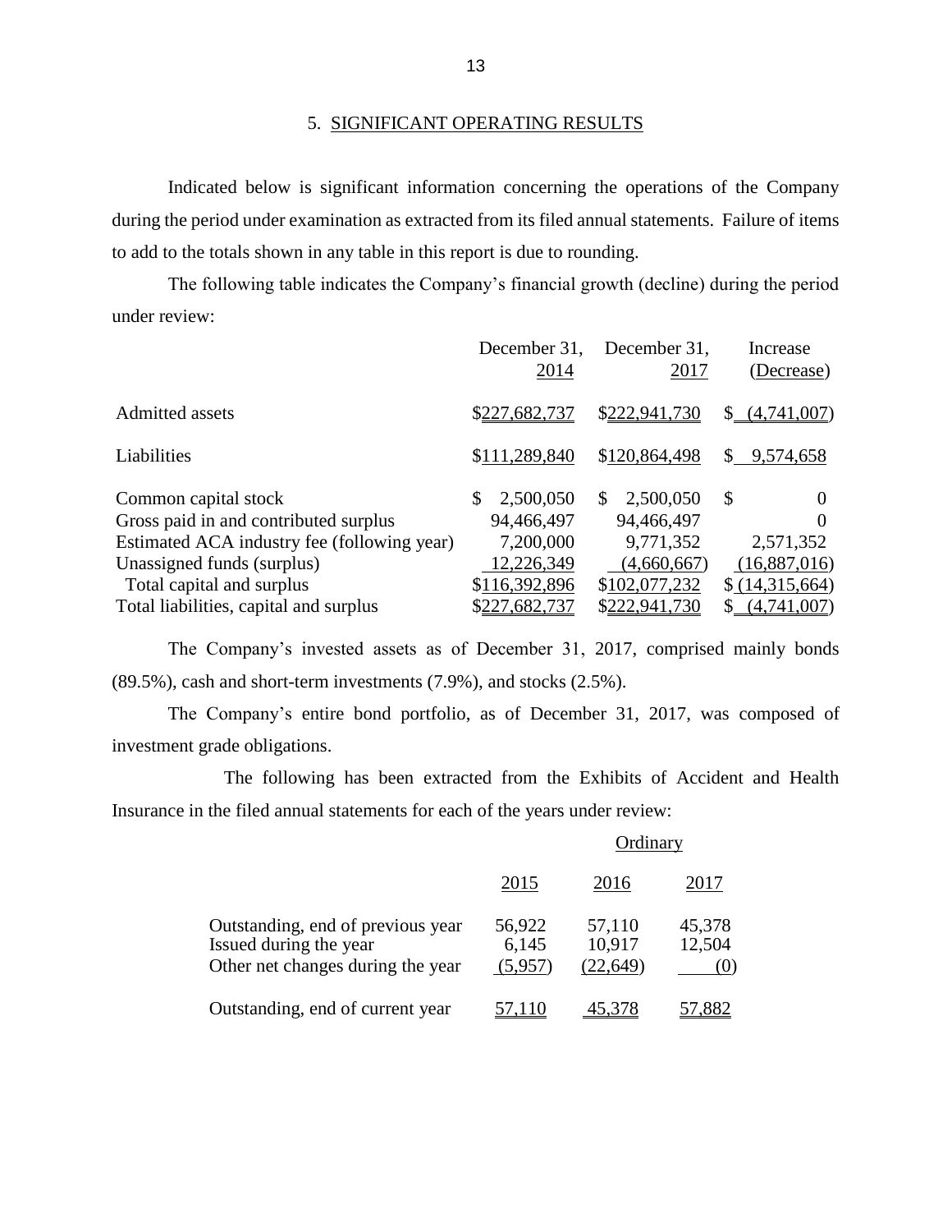## 5. SIGNIFICANT OPERATING RESULTS

Indicated below is significant information concerning the operations of the Company during the period under examination as extracted from its filed annual statements. Failure of items to add to the totals shown in any table in this report is due to rounding.

The following table indicates the Company's financial growth (decline) during the period under review:

| | December 31, 2014 | December 31, 2017 | Increase (Decrease) |
|---|---|---|---|
| Admitted assets | $227,682,737 | $222,941,730 | $ (4,741,007) |
| Liabilities | $111,289,840 | $120,864,498 | $ 9,574,658 |
| Common capital stock | $ 2,500,050 | $ 2,500,050 | $ 0 |
| Gross paid in and contributed surplus | 94,466,497 | 94,466,497 | 0 |
| Estimated ACA industry fee (following year) | 7,200,000 | 9,771,352 | 2,571,352 |
| Unassigned funds (surplus) | 12,226,349 | (4,660,667) | (16,887,016) |
| Total capital and surplus | $116,392,896 | $102,077,232 | $ (14,315,664) |
| Total liabilities, capital and surplus | $227,682,737 | $222,941,730 | $ (4,741,007) |

The Company's invested assets as of December 31, 2017, comprised mainly bonds (89.5%), cash and short-term investments (7.9%), and stocks (2.5%).

The Company's entire bond portfolio, as of December 31, 2017, was composed of investment grade obligations.

The following has been extracted from the Exhibits of Accident and Health Insurance in the filed annual statements for each of the years under review:

| | Ordinary | | |
|---|---|---|---|
| | 2015 | 2016 | 2017 |
| Outstanding, end of previous year | 56,922 | 57,110 | 45,378 |
| Issued during the year | 6,145 | 10,917 | 12,504 |
| Other net changes during the year | (5,957) | (22,649) | (0) |
| Outstanding, end of current year | 57,110 | 45,378 | 57,882 |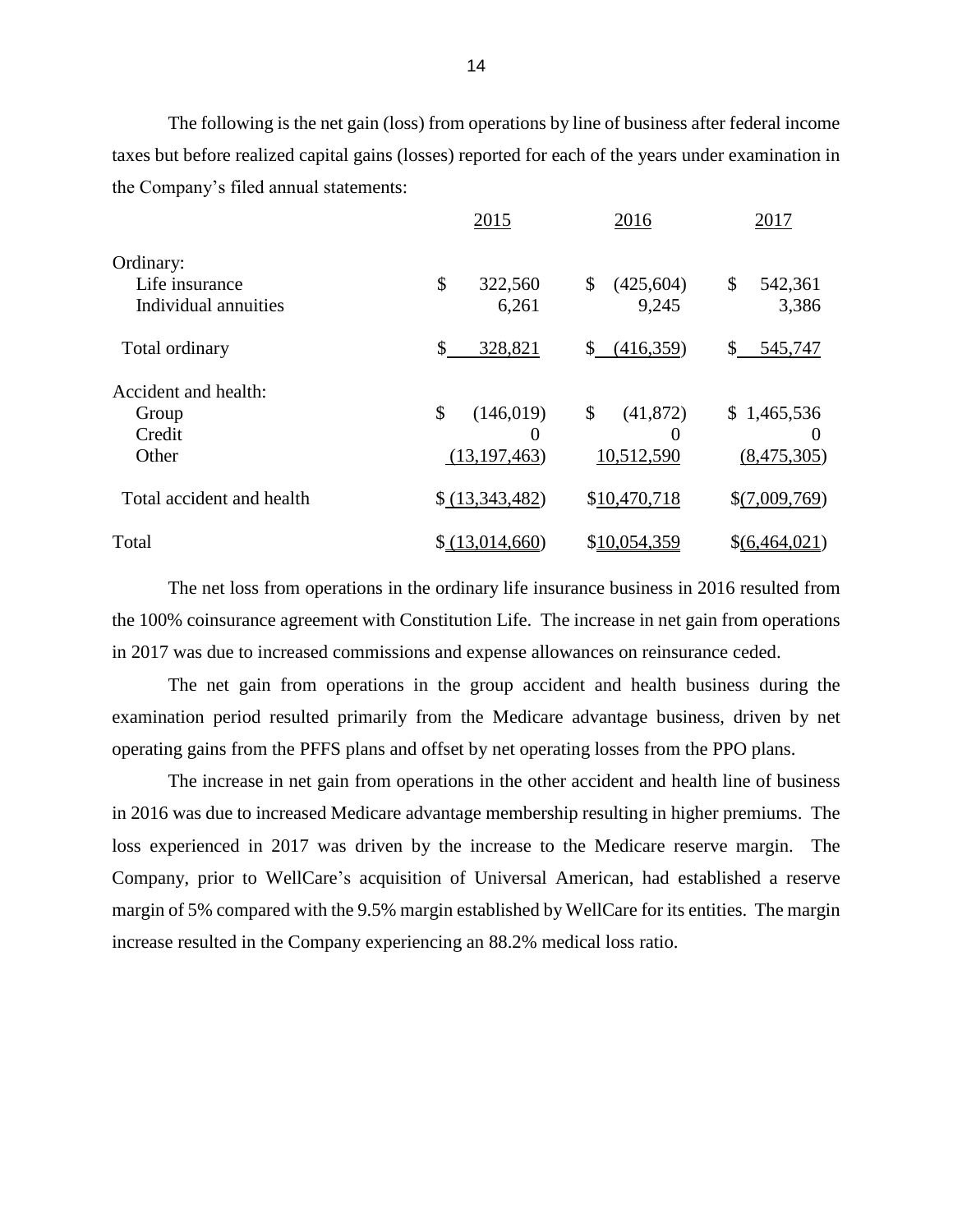The following is the net gain (loss) from operations by line of business after federal income taxes but before realized capital gains (losses) reported for each of the years under examination in the Company's filed annual statements:

| | 2015 | 2016 | 2017 |
|---|---|---|---|
| Ordinary: | | | |
| Life insurance | $ 322,560 | $ (425,604) | $ 542,361 |
| Individual annuities | 6,261 | 9,245 | 3,386 |
| Total ordinary | $ 328,821 | $ (416,359) | $ 545,747 |
| Accident and health: | | | |
| Group | $ (146,019) | $ (41,872) | $ 1,465,536 |
| Credit | 0 | 0 | 0 |
| Other | (13,197,463) | 10,512,590 | (8,475,305) |
| Total accident and health | $ (13,343,482) | $10,470,718 | $(7,009,769) |
| Total | $ (13,014,660) | $10,054,359 | $(6,464,021) |

The net loss from operations in the ordinary life insurance business in 2016 resulted from the 100% coinsurance agreement with Constitution Life. The increase in net gain from operations in 2017 was due to increased commissions and expense allowances on reinsurance ceded.

The net gain from operations in the group accident and health business during the examination period resulted primarily from the Medicare advantage business, driven by net operating gains from the PFFS plans and offset by net operating losses from the PPO plans.

The increase in net gain from operations in the other accident and health line of business in 2016 was due to increased Medicare advantage membership resulting in higher premiums. The loss experienced in 2017 was driven by the increase to the Medicare reserve margin. The Company, prior to WellCare's acquisition of Universal American, had established a reserve margin of 5% compared with the 9.5% margin established by WellCare for its entities. The margin increase resulted in the Company experiencing an 88.2% medical loss ratio.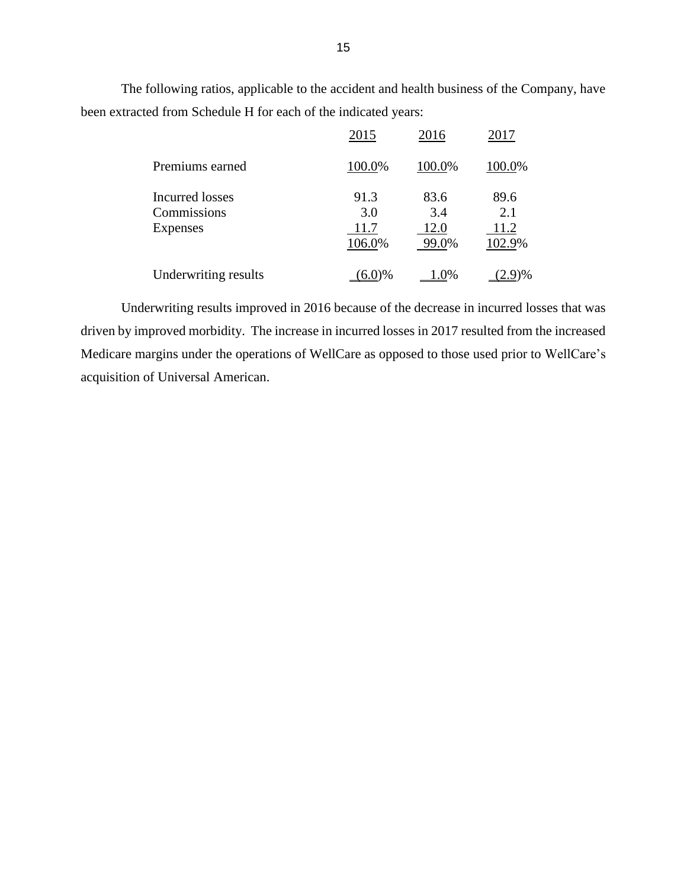The following ratios, applicable to the accident and health business of the Company, have been extracted from Schedule H for each of the indicated years:

| | 2015 | 2016 | 2017 |
|---|---|---|---|
| Premiums earned | 100.0% | 100.0% | 100.0% |
| Incurred losses | 91.3 | 83.6 | 89.6 |
| Commissions | 3.0 | 3.4 | 2.1 |
| Expenses | 11.7 | 12.0 | 11.2 |
| | 106.0% | 99.0% | 102.9% |
| Underwriting results | (6.0)% | 1.0% | (2.9)% |

Underwriting results improved in 2016 because of the decrease in incurred losses that was driven by improved morbidity. The increase in incurred losses in 2017 resulted from the increased Medicare margins under the operations of WellCare as opposed to those used prior to WellCare's acquisition of Universal American.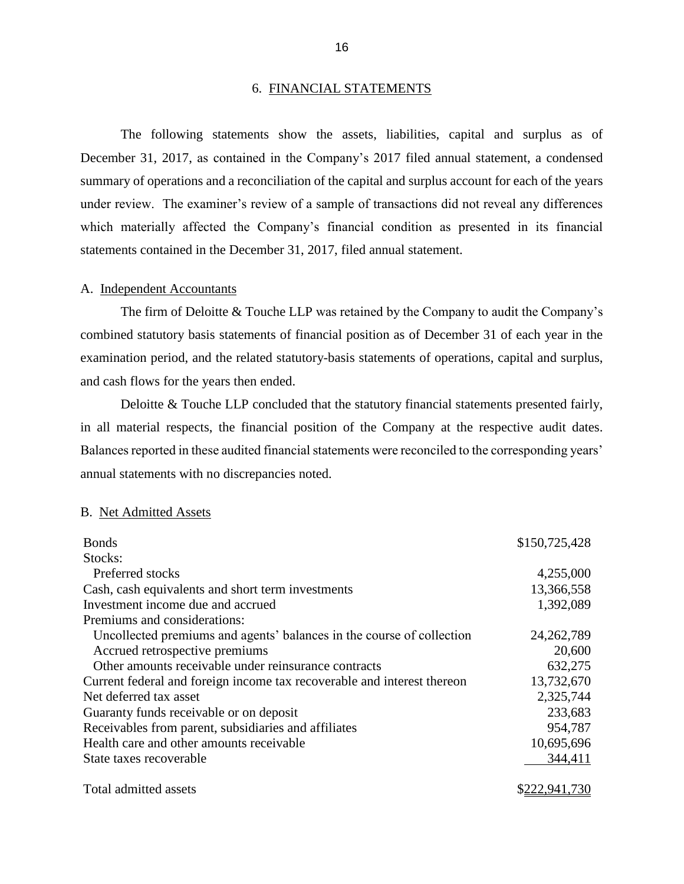## 6. FINANCIAL STATEMENTS

The following statements show the assets, liabilities, capital and surplus as of December 31, 2017, as contained in the Company's 2017 filed annual statement, a condensed summary of operations and a reconciliation of the capital and surplus account for each of the years under review. The examiner's review of a sample of transactions did not reveal any differences which materially affected the Company's financial condition as presented in its financial statements contained in the December 31, 2017, filed annual statement.

### A. Independent Accountants

The firm of Deloitte & Touche LLP was retained by the Company to audit the Company's combined statutory basis statements of financial position as of December 31 of each year in the examination period, and the related statutory-basis statements of operations, capital and surplus, and cash flows for the years then ended.

Deloitte & Touche LLP concluded that the statutory financial statements presented fairly, in all material respects, the financial position of the Company at the respective audit dates. Balances reported in these audited financial statements were reconciled to the corresponding years' annual statements with no discrepancies noted.

### B. Net Admitted Assets

| | |
|---|---|
| Bonds | $150,725,428 |
| Stocks: | |
| Preferred stocks | 4,255,000 |
| Cash, cash equivalents and short term investments | 13,366,558 |
| Investment income due and accrued | 1,392,089 |
| Premiums and considerations: | |
| Uncollected premiums and agents' balances in the course of collection | 24,262,789 |
| Accrued retrospective premiums | 20,600 |
| Other amounts receivable under reinsurance contracts | 632,275 |
| Current federal and foreign income tax recoverable and interest thereon | 13,732,670 |
| Net deferred tax asset | 2,325,744 |
| Guaranty funds receivable or on deposit | 233,683 |
| Receivables from parent, subsidiaries and affiliates | 954,787 |
| Health care and other amounts receivable | 10,695,696 |
| State taxes recoverable | 344,411 |
| Total admitted assets | $222,941,730 |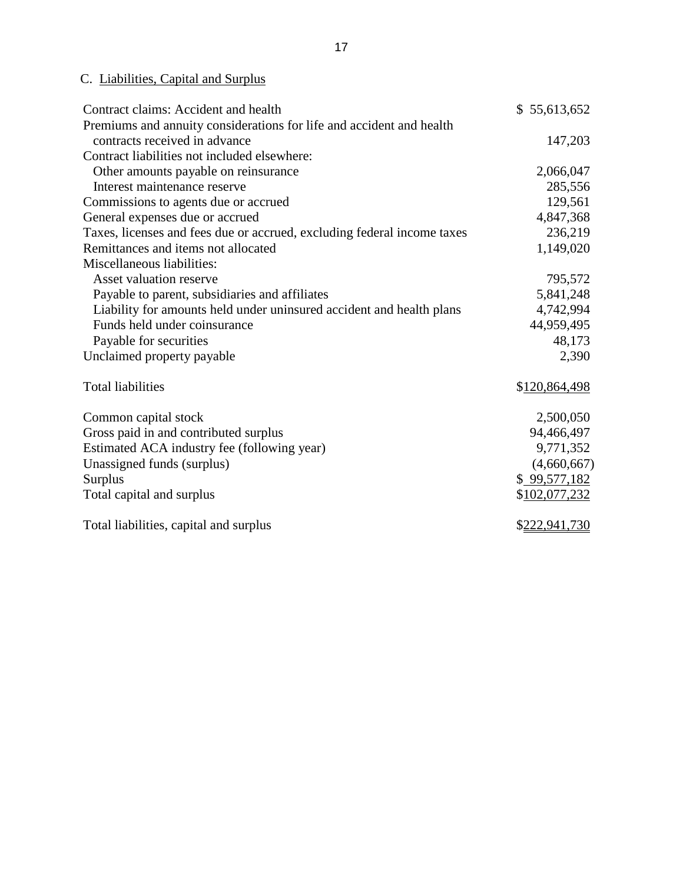### C. Liabilities, Capital and Surplus

| | |
|---|---:|
| Contract claims: Accident and health | $ 55,613,652 |
| Premiums and annuity considerations for life and accident and health contracts received in advance | 147,203 |
| Contract liabilities not included elsewhere: | |
| Other amounts payable on reinsurance | 2,066,047 |
| Interest maintenance reserve | 285,556 |
| Commissions to agents due or accrued | 129,561 |
| General expenses due or accrued | 4,847,368 |
| Taxes, licenses and fees due or accrued, excluding federal income taxes | 236,219 |
| Remittances and items not allocated | 1,149,020 |
| Miscellaneous liabilities: | |
| Asset valuation reserve | 795,572 |
| Payable to parent, subsidiaries and affiliates | 5,841,248 |
| Liability for amounts held under uninsured accident and health plans | 4,742,994 |
| Funds held under coinsurance | 44,959,495 |
| Payable for securities | 48,173 |
| Unclaimed property payable | 2,390 |
| | |
| Total liabilities | $120,864,498 |
| | |
| Common capital stock | 2,500,050 |
| Gross paid in and contributed surplus | 94,466,497 |
| Estimated ACA industry fee (following year) | 9,771,352 |
| Unassigned funds (surplus) | (4,660,667) |
| Surplus | $ 99,577,182 |
| Total capital and surplus | $102,077,232 |
| | |
| Total liabilities, capital and surplus | $222,941,730 |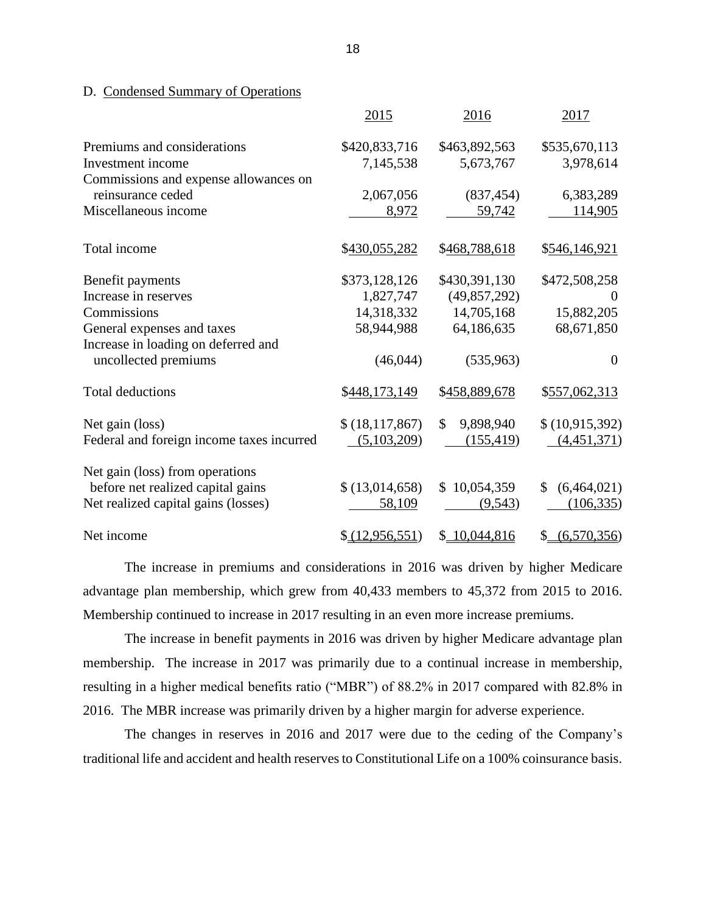D. Condensed Summary of Operations

| | 2015 | 2016 | 2017 |
|---|---|---|---|
| Premiums and considerations | $420,833,716 | $463,892,563 | $535,670,113 |
| Investment income | 7,145,538 | 5,673,767 | 3,978,614 |
| Commissions and expense allowances on reinsurance ceded | 2,067,056 | (837,454) | 6,383,289 |
| Miscellaneous income | 8,972 | 59,742 | 114,905 |
| Total income | $430,055,282 | $468,788,618 | $546,146,921 |
| Benefit payments | $373,128,126 | $430,391,130 | $472,508,258 |
| Increase in reserves | 1,827,747 | (49,857,292) | 0 |
| Commissions | 14,318,332 | 14,705,168 | 15,882,205 |
| General expenses and taxes | 58,944,988 | 64,186,635 | 68,671,850 |
| Increase in loading on deferred and uncollected premiums | (46,044) | (535,963) | 0 |
| Total deductions | $448,173,149 | $458,889,678 | $557,062,313 |
| Net gain (loss) | $ (18,117,867) | $ 9,898,940 | $ (10,915,392) |
| Federal and foreign income taxes incurred | (5,103,209) | (155,419) | (4,451,371) |
| Net gain (loss) from operations before net realized capital gains | $ (13,014,658) | $ 10,054,359 | $ (6,464,021) |
| Net realized capital gains (losses) | 58,109 | (9,543) | (106,335) |
| Net income | $ (12,956,551) | $ 10,044,816 | $ (6,570,356) |

The increase in premiums and considerations in 2016 was driven by higher Medicare advantage plan membership, which grew from 40,433 members to 45,372 from 2015 to 2016. Membership continued to increase in 2017 resulting in an even more increase premiums.

The increase in benefit payments in 2016 was driven by higher Medicare advantage plan membership. The increase in 2017 was primarily due to a continual increase in membership, resulting in a higher medical benefits ratio ("MBR") of 88.2% in 2017 compared with 82.8% in 2016. The MBR increase was primarily driven by a higher margin for adverse experience.

The changes in reserves in 2016 and 2017 were due to the ceding of the Company's traditional life and accident and health reserves to Constitutional Life on a 100% coinsurance basis.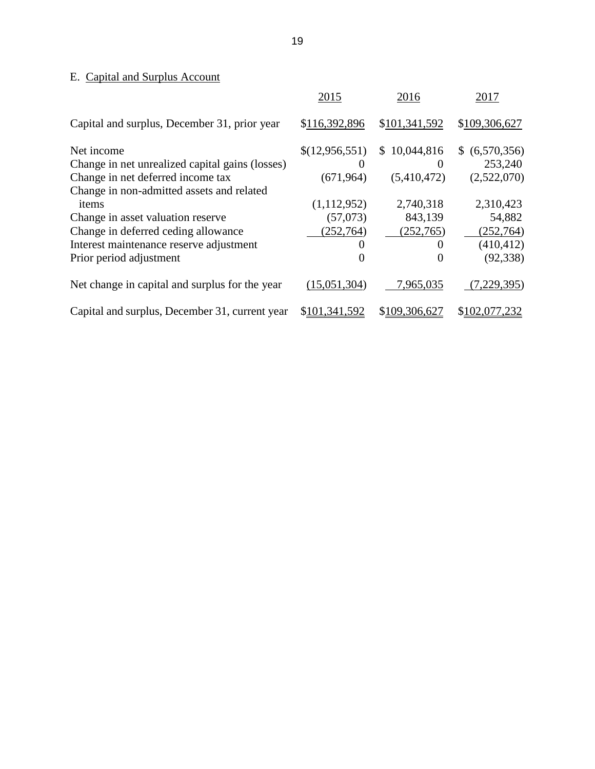E. Capital and Surplus Account

| | 2015 | 2016 | 2017 |
|---|---|---|---|
| Capital and surplus, December 31, prior year | $116,392,896 | $101,341,592 | $109,306,627 |
| Net income | $(12,956,551) | $ 10,044,816 | $ (6,570,356) |
| Change in net unrealized capital gains (losses) | 0 | 0 | 253,240 |
| Change in net deferred income tax | (671,964) | (5,410,472) | (2,522,070) |
| Change in non-admitted assets and related items | (1,112,952) | 2,740,318 | 2,310,423 |
| Change in asset valuation reserve | (57,073) | 843,139 | 54,882 |
| Change in deferred ceding allowance | (252,764) | (252,765) | (252,764) |
| Interest maintenance reserve adjustment | 0 | 0 | (410,412) |
| Prior period adjustment | 0 | 0 | (92,338) |
| Net change in capital and surplus for the year | (15,051,304) | 7,965,035 | (7,229,395) |
| Capital and surplus, December 31, current year | $101,341,592 | $109,306,627 | $102,077,232 |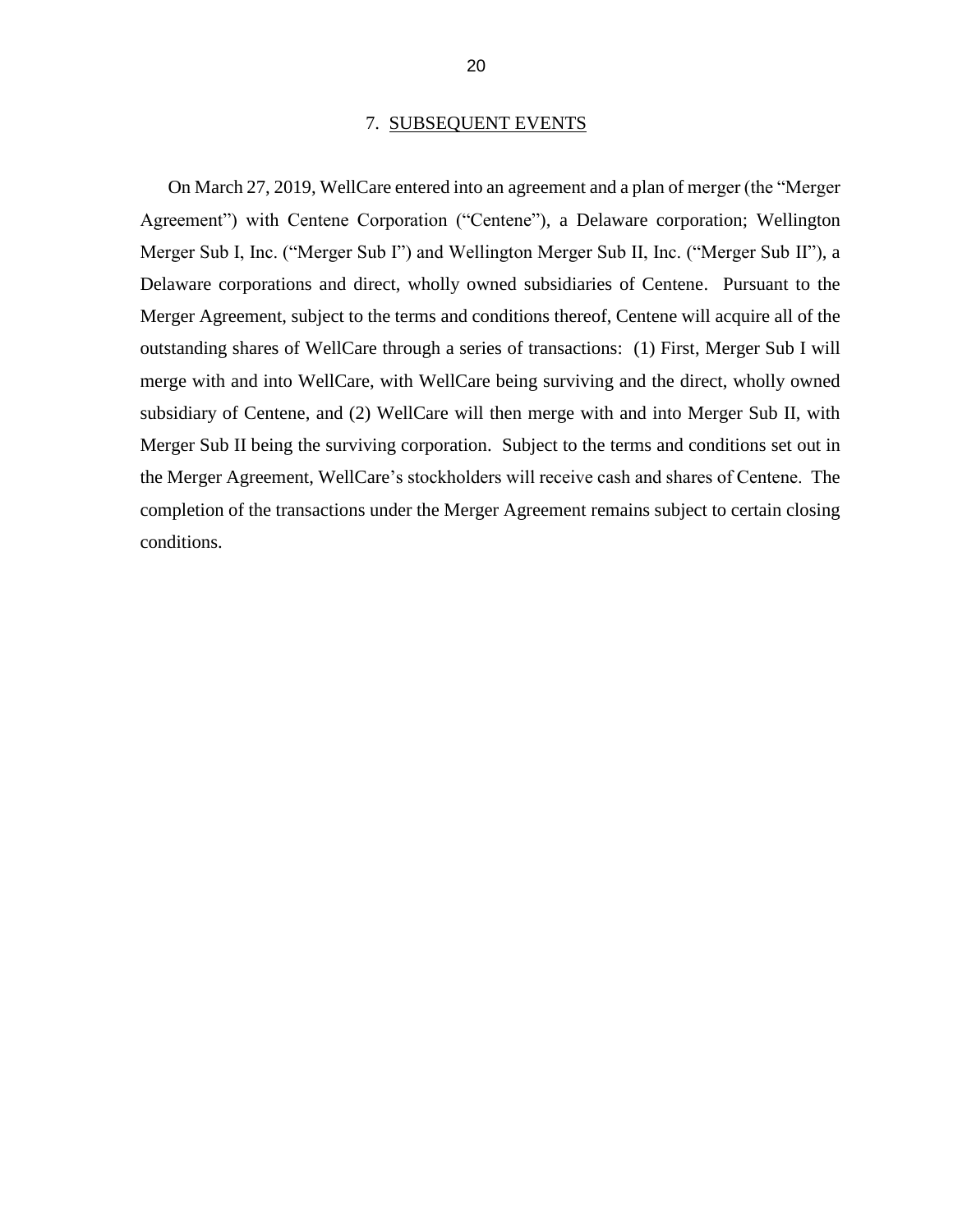## 7. SUBSEQUENT EVENTS

On March 27, 2019, WellCare entered into an agreement and a plan of merger (the "Merger Agreement") with Centene Corporation ("Centene"), a Delaware corporation; Wellington Merger Sub I, Inc. ("Merger Sub I") and Wellington Merger Sub II, Inc. ("Merger Sub II"), a Delaware corporations and direct, wholly owned subsidiaries of Centene. Pursuant to the Merger Agreement, subject to the terms and conditions thereof, Centene will acquire all of the outstanding shares of WellCare through a series of transactions: (1) First, Merger Sub I will merge with and into WellCare, with WellCare being surviving and the direct, wholly owned subsidiary of Centene, and (2) WellCare will then merge with and into Merger Sub II, with Merger Sub II being the surviving corporation. Subject to the terms and conditions set out in the Merger Agreement, WellCare's stockholders will receive cash and shares of Centene. The completion of the transactions under the Merger Agreement remains subject to certain closing conditions.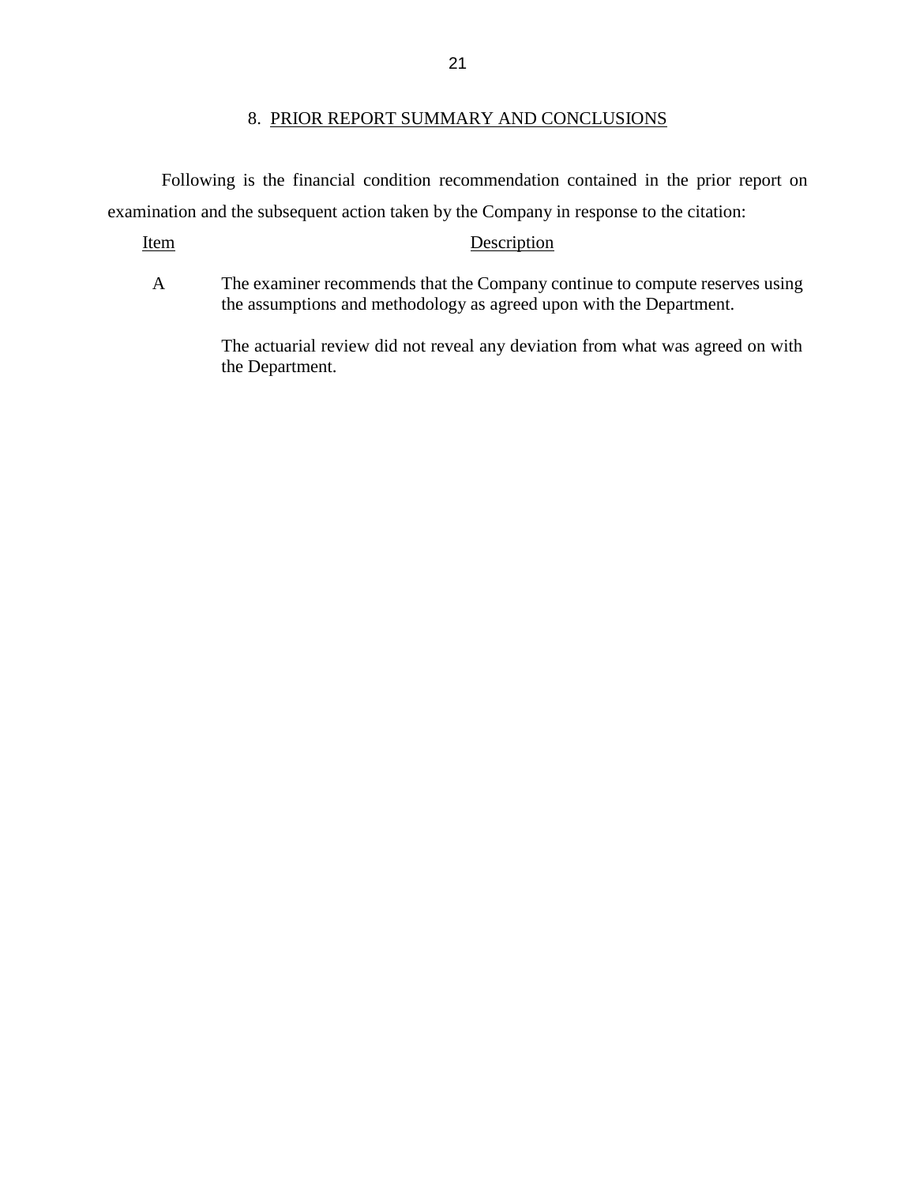## 8. PRIOR REPORT SUMMARY AND CONCLUSIONS

Following is the financial condition recommendation contained in the prior report on examination and the subsequent action taken by the Company in response to the citation:

| Item | Description |
|---|---|
| A | The examiner recommends that the Company continue to compute reserves using the assumptions and methodology as agreed upon with the Department.<br><br>The actuarial review did not reveal any deviation from what was agreed on with the Department. |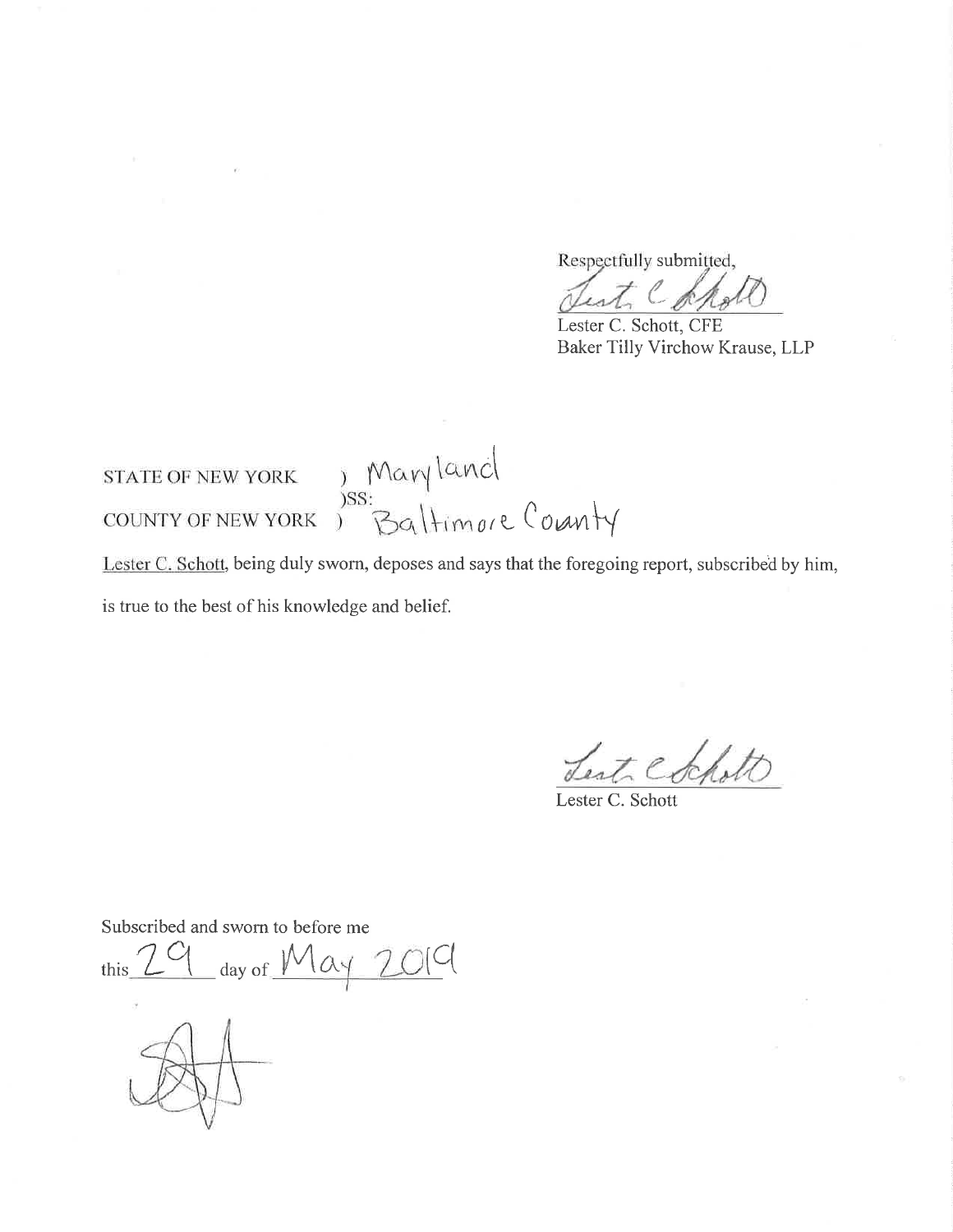Respectfully submitted,

[signature]

Lester C. Schott, CFE
Baker Tilly Virchow Krause, LLP

STATE OF NEW YORK ) Maryland
)SS:
COUNTY OF NEW YORK ) Baltimore County

Lester C. Schott, being duly sworn, deposes and says that the foregoing report, subscribed by him, is true to the best of his knowledge and belief.

[signature]

Lester C. Schott

Subscribed and sworn to before me

this 29 day of May 2019

[signature]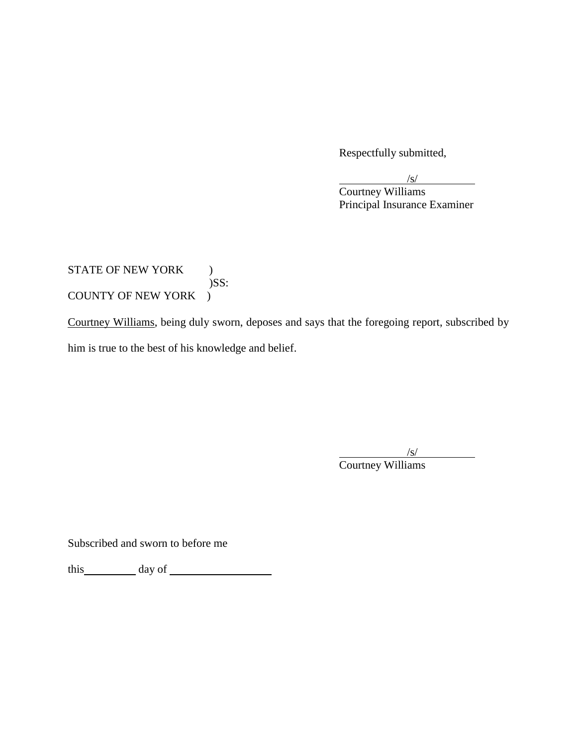Respectfully submitted,

/s/

Courtney Williams
Principal Insurance Examiner

STATE OF NEW YORK )
)SS:
COUNTY OF NEW YORK )

Courtney Williams, being duly sworn, deposes and says that the foregoing report, subscribed by him is true to the best of his knowledge and belief.

/s/

Courtney Williams

Subscribed and sworn to before me

this\_\_\_\_\_\_\_\_\_\_ day of \_\_\_\_\_\_\_\_\_\_\_\_\_\_\_\_\_\_\_\_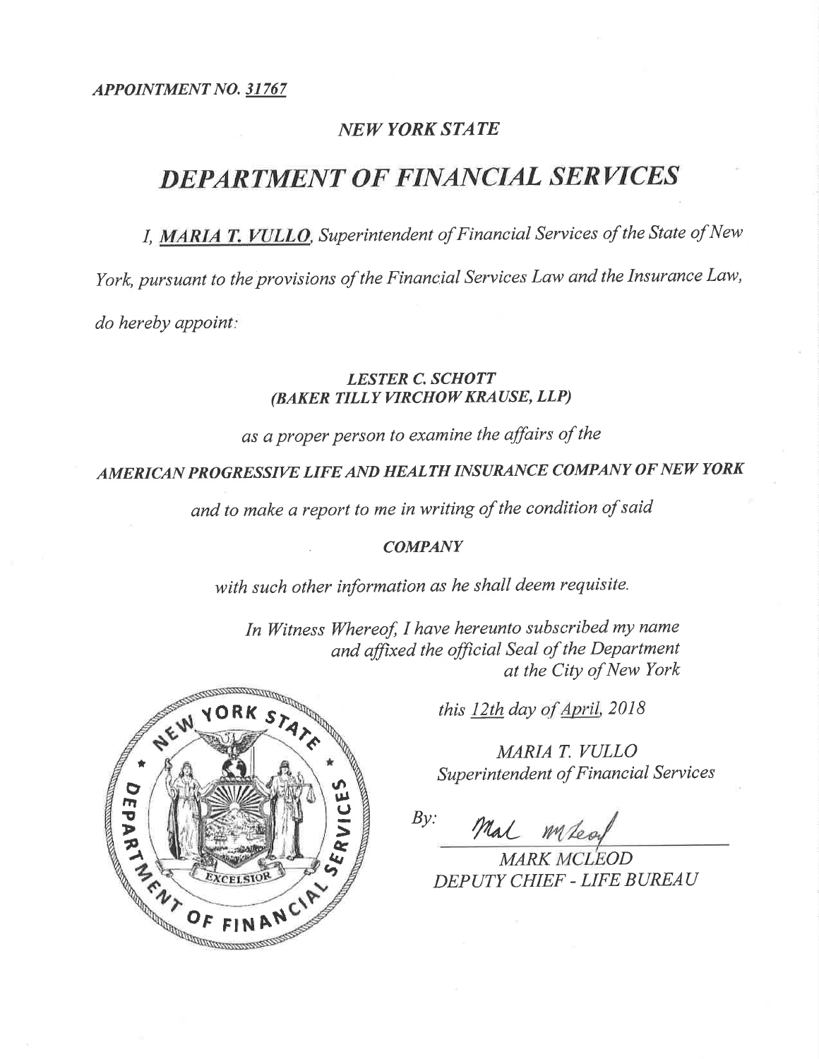*APPOINTMENT NO. 31767*

*NEW YORK STATE*

# *DEPARTMENT OF FINANCIAL SERVICES*

*I, **MARIA T. VULLO**, Superintendent of Financial Services of the State of New York, pursuant to the provisions of the Financial Services Law and the Insurance Law, do hereby appoint:*

***LESTER C. SCHOTT***
***(BAKER TILLY VIRCHOW KRAUSE, LLP)***

*as a proper person to examine the affairs of the*

*AMERICAN PROGRESSIVE LIFE AND HEALTH INSURANCE COMPANY OF NEW YORK*

*and to make a report to me in writing of the condition of said*

*COMPANY*

*with such other information as he shall deem requisite.*

*In Witness Whereof, I have hereunto subscribed my name and affixed the official Seal of the Department at the City of New York*

*this 12th day of April, 2018*

*MARIA T. VULLO*
*Superintendent of Financial Services*

*By:* Mark McLeod

*MARK MCLEOD*
*DEPUTY CHIEF - LIFE BUREAU*